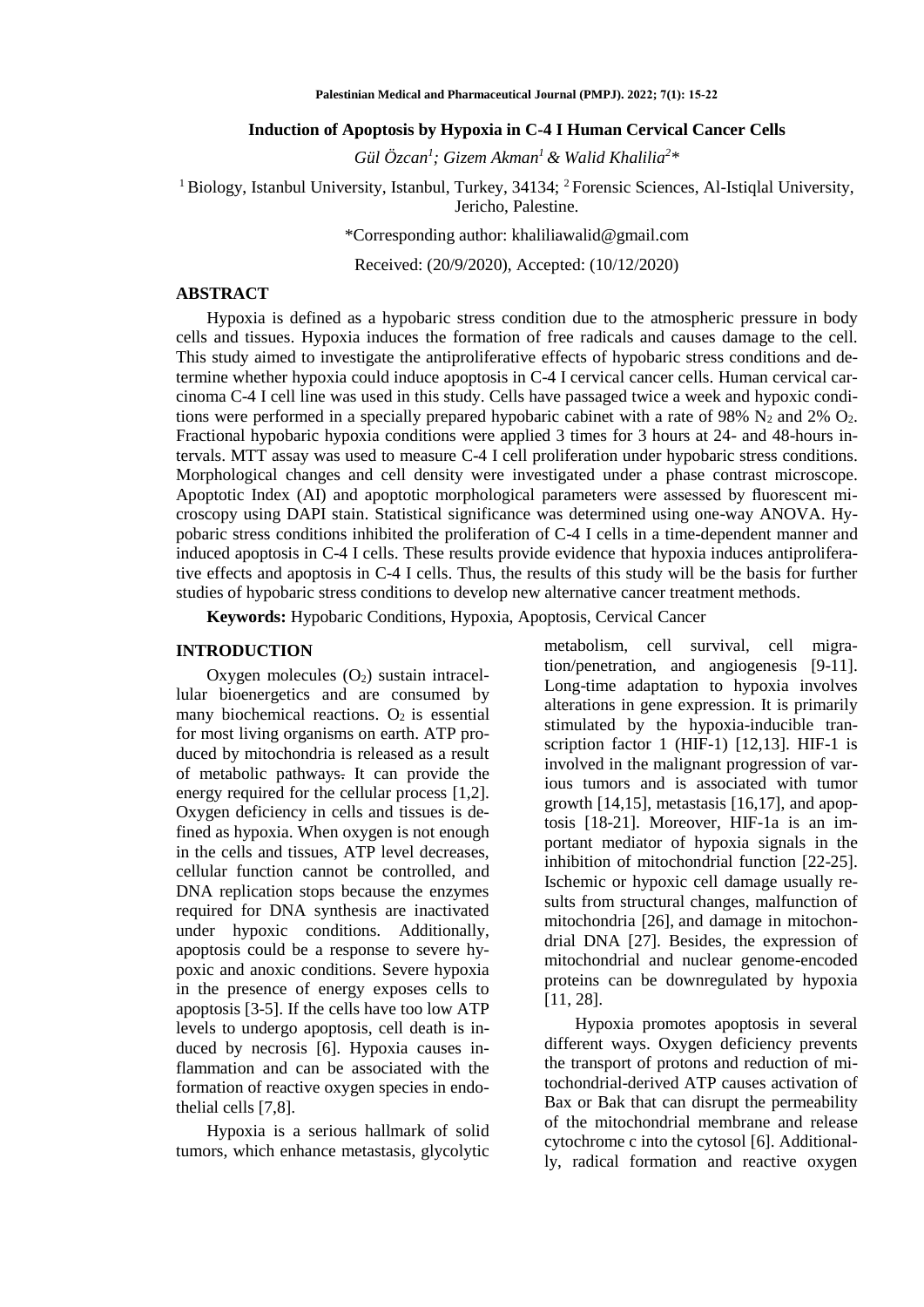# Induction of Apoptosis by Hypoxia in C-4 I Human Cervical Cancer Cells

*Gül Özcan[1]; Gizem Akman[1] & Walid Khalilia[2]\**

[1] Biology, Istanbul University, Istanbul, Turkey, 34134; [2] Forensic Sciences, Al-Istiqlal University, Jericho, Palestine.

\*Corresponding author: khaliliawalid@gmail.com

Received: (20/9/2020), Accepted: (10/12/2020)

## ABSTRACT

Hypoxia is defined as a hypobaric stress condition due to the atmospheric pressure in body cells and tissues. Hypoxia induces the formation of free radicals and causes damage to the cell. This study aimed to investigate the antiproliferative effects of hypobaric stress conditions and determine whether hypoxia could induce apoptosis in C-4 I cervical cancer cells. Human cervical carcinoma C-4 I cell line was used in this study. Cells have passaged twice a week and hypoxic conditions were performed in a specially prepared hypobaric cabinet with a rate of 98% $N_2$ and 2% $O_2$. Fractional hypobaric hypoxia conditions were applied 3 times for 3 hours at 24- and 48-hours intervals. MTT assay was used to measure C-4 I cell proliferation under hypobaric stress conditions. Morphological changes and cell density were investigated under a phase contrast microscope. Apoptotic Index (AI) and apoptotic morphological parameters were assessed by fluorescent microscopy using DAPI stain. Statistical significance was determined using one-way ANOVA. Hypobaric stress conditions inhibited the proliferation of C-4 I cells in a time-dependent manner and induced apoptosis in C-4 I cells. These results provide evidence that hypoxia induces antiproliferative effects and apoptosis in C-4 I cells. Thus, the results of this study will be the basis for further studies of hypobaric stress conditions to develop new alternative cancer treatment methods.

**Keywords:** Hypobaric Conditions, Hypoxia, Apoptosis, Cervical Cancer

## INTRODUCTION

Oxygen molecules ($O_2$) sustain intracellular bioenergetics and are consumed by many biochemical reactions. $O_2$ is essential for most living organisms on earth. ATP produced by mitochondria is released as a result of metabolic pathways. It can provide the energy required for the cellular process [1,2]. Oxygen deficiency in cells and tissues is defined as hypoxia. When oxygen is not enough in the cells and tissues, ATP level decreases, cellular function cannot be controlled, and DNA replication stops because the enzymes required for DNA synthesis are inactivated under hypoxic conditions. Additionally, apoptosis could be a response to severe hypoxic and anoxic conditions. Severe hypoxia in the presence of energy exposes cells to apoptosis [3-5]. If the cells have too low ATP levels to undergo apoptosis, cell death is induced by necrosis [6]. Hypoxia causes inflammation and can be associated with the formation of reactive oxygen species in endothelial cells [7,8].

Hypoxia is a serious hallmark of solid tumors, which enhance metastasis, glycolytic metabolism, cell survival, cell migration/penetration, and angiogenesis [9-11]. Long-time adaptation to hypoxia involves alterations in gene expression. It is primarily stimulated by the hypoxia-inducible transcription factor 1 (HIF-1) [12,13]. HIF-1 is involved in the malignant progression of various tumors and is associated with tumor growth [14,15], metastasis [16,17], and apoptosis [18-21]. Moreover, HIF-1a is an important mediator of hypoxia signals in the inhibition of mitochondrial function [22-25]. Ischemic or hypoxic cell damage usually results from structural changes, malfunction of mitochondria [26], and damage in mitochondrial DNA [27]. Besides, the expression of mitochondrial and nuclear genome-encoded proteins can be downregulated by hypoxia [11, 28].

Hypoxia promotes apoptosis in several different ways. Oxygen deficiency prevents the transport of protons and reduction of mitochondrial-derived ATP causes activation of Bax or Bak that can disrupt the permeability of the mitochondrial membrane and release cytochrome c into the cytosol [6]. Additionally, radical formation and reactive oxygen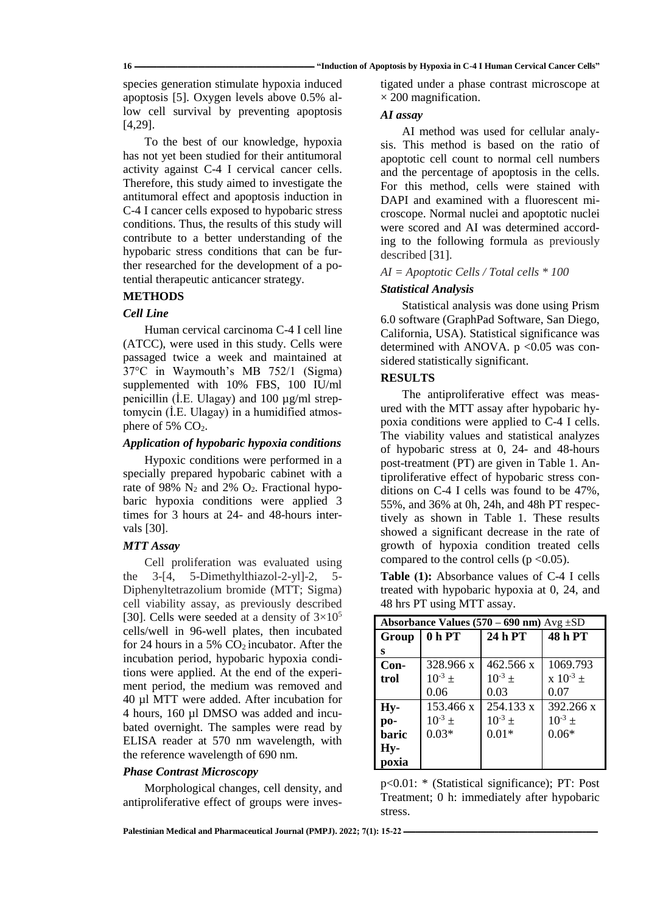species generation stimulate hypoxia induced apoptosis [5]. Oxygen levels above 0.5% allow cell survival by preventing apoptosis [4,29].

To the best of our knowledge, hypoxia has not yet been studied for their antitumoral activity against C-4 I cervical cancer cells. Therefore, this study aimed to investigate the antitumoral effect and apoptosis induction in C-4 I cancer cells exposed to hypobaric stress conditions. Thus, the results of this study will contribute to a better understanding of the hypobaric stress conditions that can be further researched for the development of a potential therapeutic anticancer strategy.

## METHODS

### *Cell Line*

Human cervical carcinoma C-4 I cell line (ATCC), were used in this study. Cells were passaged twice a week and maintained at 37°C in Waymouth's MB 752/1 (Sigma) supplemented with 10% FBS, 100 IU/ml penicillin (İ.E. Ulagay) and 100 µg/ml streptomycin (İ.E. Ulagay) in a humidified atmosphere of 5% $CO_2$.

### *Application of hypobaric hypoxia conditions*

Hypoxic conditions were performed in a specially prepared hypobaric cabinet with a rate of 98% $N_2$ and 2% $O_2$. Fractional hypobaric hypoxia conditions were applied 3 times for 3 hours at 24- and 48-hours intervals [30].

### *MTT Assay*

Cell proliferation was evaluated using the 3-[4, 5-Dimethylthiazol-2-yl]-2, 5-Diphenyltetrazolium bromide (MTT; Sigma) cell viability assay, as previously described [30]. Cells were seeded at a density of $3\times10^5$ cells/well in 96-well plates, then incubated for 24 hours in a 5% $CO_2$ incubator. After the incubation period, hypobaric hypoxia conditions were applied. At the end of the experiment period, the medium was removed and 40 µl MTT were added. After incubation for 4 hours, 160 µl DMSO was added and incubated overnight. The samples were read by ELISA reader at 570 nm wavelength, with the reference wavelength of 690 nm.

### *Phase Contrast Microscopy*

Morphological changes, cell density, and antiproliferative effect of groups were investigated under a phase contrast microscope at × 200 magnification.

### *AI assay*

AI method was used for cellular analysis. This method is based on the ratio of apoptotic cell count to normal cell numbers and the percentage of apoptosis in the cells. For this method, cells were stained with DAPI and examined with a fluorescent microscope. Normal nuclei and apoptotic nuclei were scored and AI was determined according to the following formula as previously described [31].

*AI = Apoptotic Cells / Total cells * 100*

### *Statistical Analysis*

Statistical analysis was done using Prism 6.0 software (GraphPad Software, San Diego, California, USA). Statistical significance was determined with ANOVA. $p < 0.05$ was considered statistically significant.

## RESULTS

The antiproliferative effect was measured with the MTT assay after hypobaric hypoxia conditions were applied to C-4 I cells. The viability values and statistical analyzes of hypobaric stress at 0, 24- and 48-hours post-treatment (PT) are given in Table 1. Antiproliferative effect of hypobaric stress conditions on C-4 I cells was found to be 47%, 55%, and 36% at 0h, 24h, and 48h PT respectively as shown in Table 1. These results showed a significant decrease in the rate of growth of hypoxia condition treated cells compared to the control cells ($p < 0.05$).

**Table (1):** Absorbance values of C-4 I cells treated with hypobaric hypoxia at 0, 24, and 48 hrs PT using MTT assay.

| **Absorbance Values (570 – 690 nm)** Avg ±SD | | | |
|---|---|---|---|
| **Groups** | **0 h PT** | **24 h PT** | **48 h PT** |
| **Control** | $328.966 \times 10^{-3} \pm 0.06$ | $462.566 \times 10^{-3} \pm 0.03$ | $1069.793 \times 10^{-3} \pm 0.07$ |
| **Hypobaric Hypoxia** | $153.466 \times 10^{-3} \pm 0.03$* | $254.133 \times 10^{-3} \pm 0.01$* | $392.266 \times 10^{-3} \pm 0.06$* |

$p<0.01$: * (Statistical significance); PT: Post Treatment; 0 h: immediately after hypobaric stress.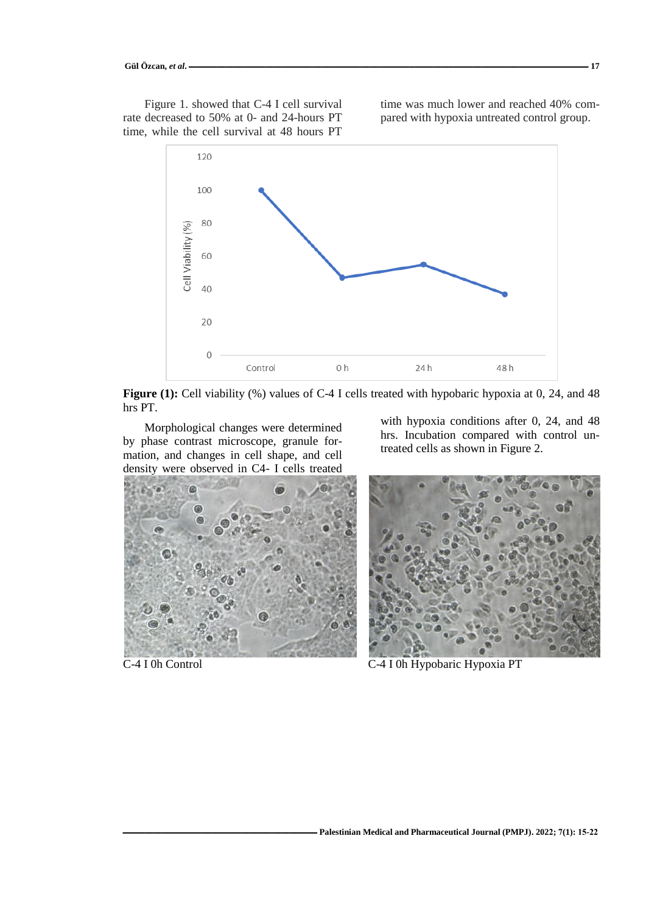Figure 1. showed that C-4 I cell survival rate decreased to 50% at 0- and 24-hours PT time, while the cell survival at 48 hours PT time was much lower and reached 40% compared with hypoxia untreated control group.

**Figure (1):** Cell viability (%) values of C-4 I cells treated with hypobaric hypoxia at 0, 24, and 48 hrs PT.

Morphological changes were determined by phase contrast microscope, granule formation, and changes in cell shape, and cell density were observed in C4- I cells treated with hypoxia conditions after 0, 24, and 48 hrs. Incubation compared with control untreated cells as shown in Figure 2.

C-4 I 0h Control

C-4 I 0h Hypobaric Hypoxia PT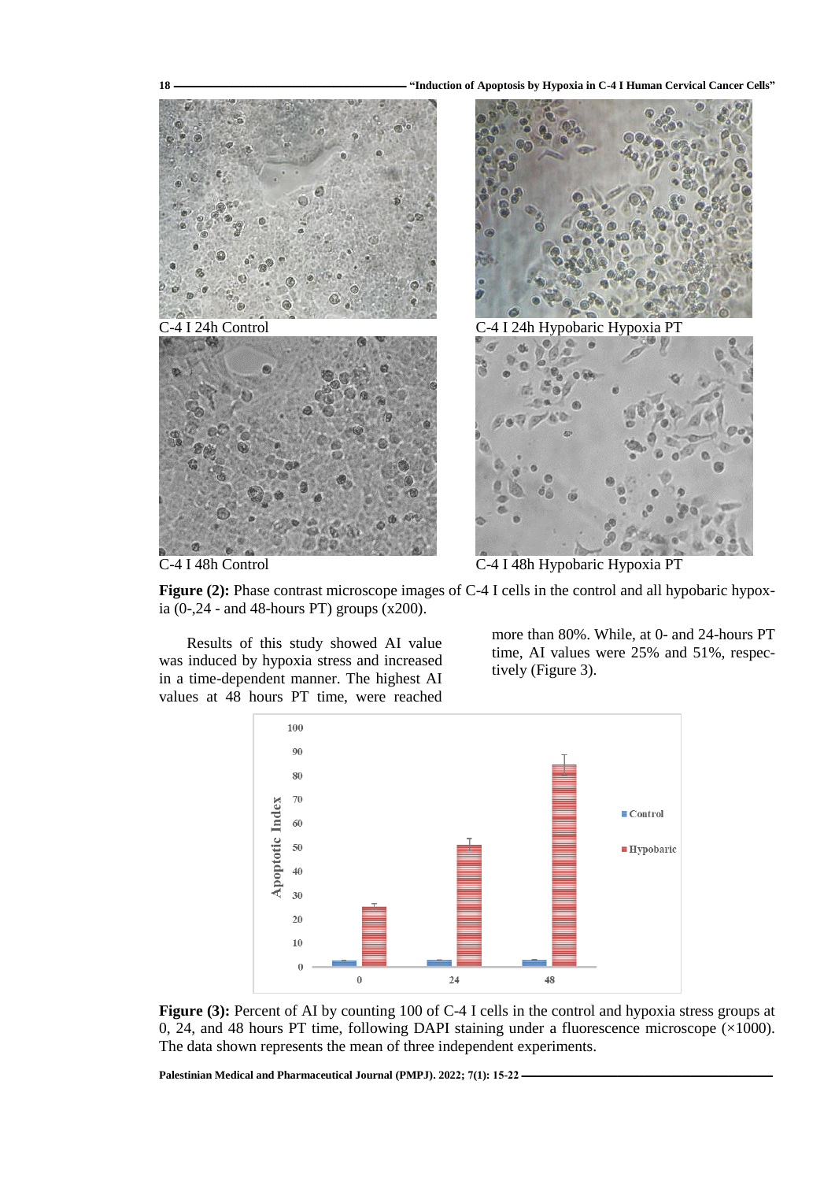C-4 I 24h Control

C-4 I 24h Hypobaric Hypoxia PT

C-4 I 48h Control

C-4 I 48h Hypobaric Hypoxia PT

**Figure (2):** Phase contrast microscope images of C-4 I cells in the control and all hypobaric hypoxia (0-,24 - and 48-hours PT) groups (x200).

Results of this study showed AI value was induced by hypoxia stress and increased in a time-dependent manner. The highest AI values at 48 hours PT time, were reached more than 80%. While, at 0- and 24-hours PT time, AI values were 25% and 51%, respectively (Figure 3).

**Figure (3):** Percent of AI by counting 100 of C-4 I cells in the control and hypoxia stress groups at 0, 24, and 48 hours PT time, following DAPI staining under a fluorescence microscope (×1000). The data shown represents the mean of three independent experiments.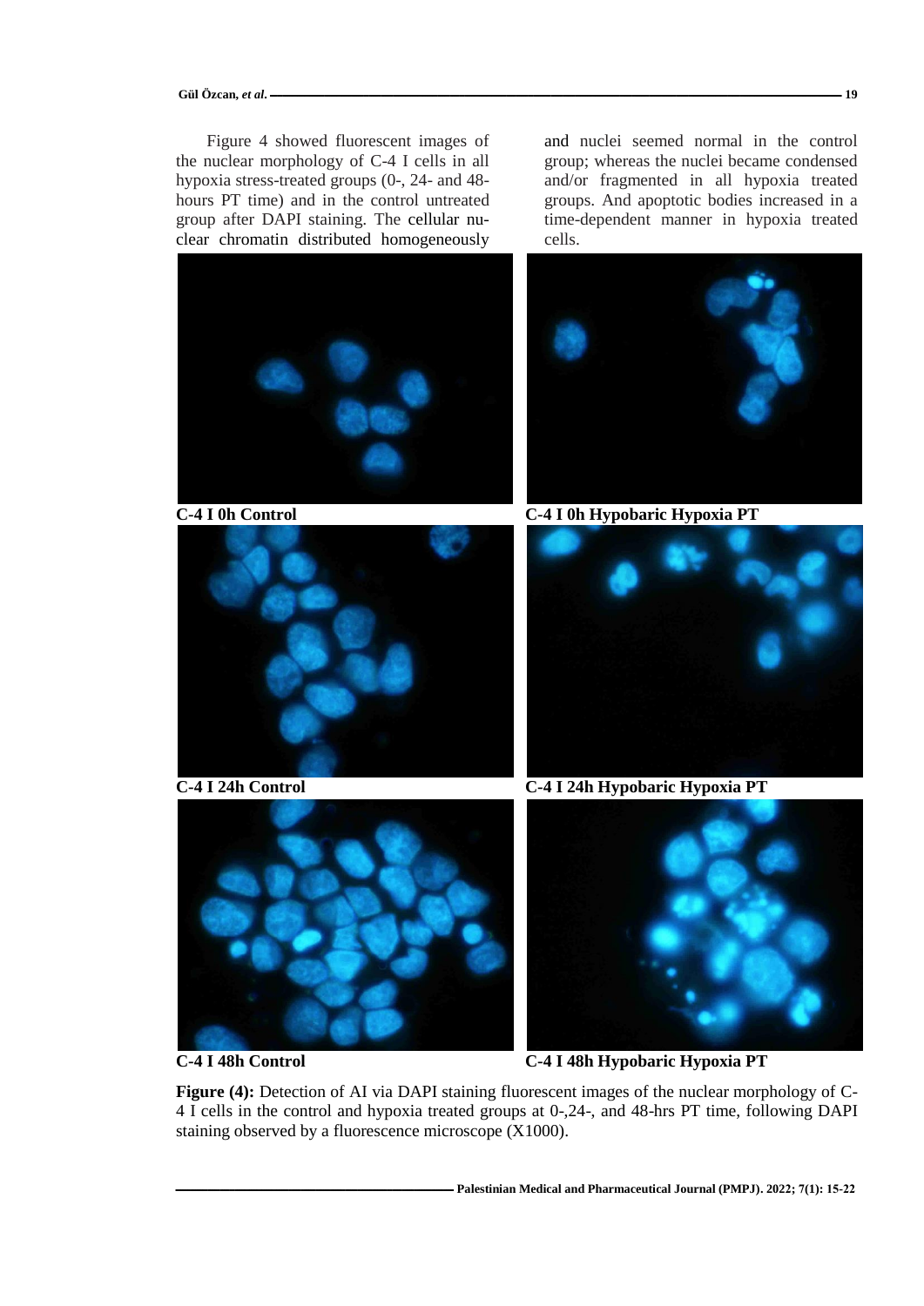Figure 4 showed fluorescent images of the nuclear morphology of C-4 I cells in all hypoxia stress-treated groups (0-, 24- and 48-hours PT time) and in the control untreated group after DAPI staining. The cellular nuclear chromatin distributed homogeneously and nuclei seemed normal in the control group; whereas the nuclei became condensed and/or fragmented in all hypoxia treated groups. And apoptotic bodies increased in a time-dependent manner in hypoxia treated cells.

**C-4 I 0h Control**

**C-4 I 0h Hypobaric Hypoxia PT**

**C-4 I 24h Control**

**C-4 I 24h Hypobaric Hypoxia PT**

**C-4 I 48h Control**

**C-4 I 48h Hypobaric Hypoxia PT**

**Figure (4):** Detection of AI via DAPI staining fluorescent images of the nuclear morphology of C-4 I cells in the control and hypoxia treated groups at 0-,24-, and 48-hrs PT time, following DAPI staining observed by a fluorescence microscope (X1000).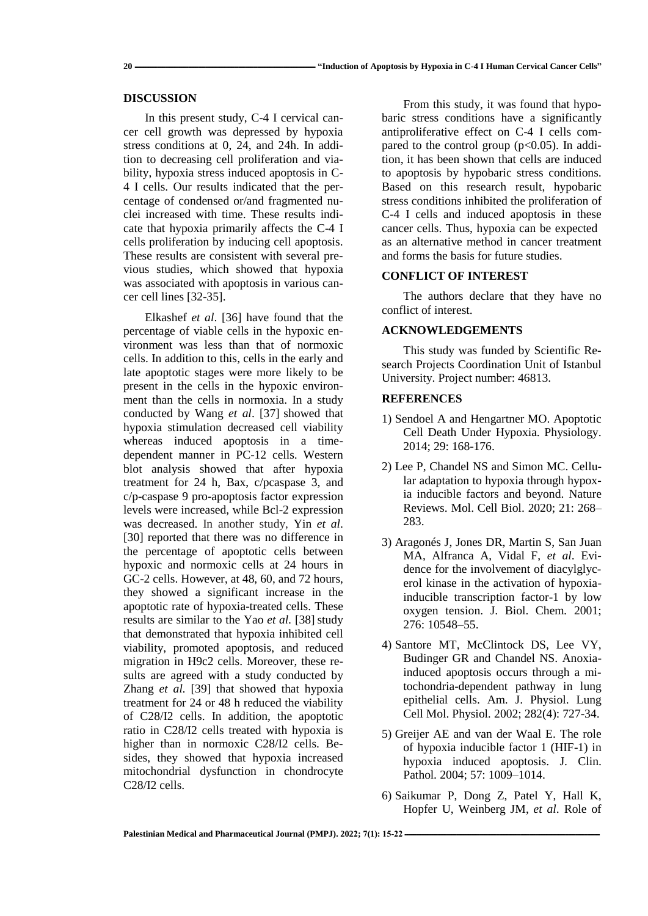## DISCUSSION

In this present study, C-4 I cervical cancer cell growth was depressed by hypoxia stress conditions at 0, 24, and 24h. In addition to decreasing cell proliferation and viability, hypoxia stress induced apoptosis in C-4 I cells. Our results indicated that the percentage of condensed or/and fragmented nuclei increased with time. These results indicate that hypoxia primarily affects the C-4 I cells proliferation by inducing cell apoptosis. These results are consistent with several previous studies, which showed that hypoxia was associated with apoptosis in various cancer cell lines [32-35].

Elkashef *et al*. [36] have found that the percentage of viable cells in the hypoxic environment was less than that of normoxic cells. In addition to this, cells in the early and late apoptotic stages were more likely to be present in the cells in the hypoxic environment than the cells in normoxia. In a study conducted by Wang *et al*. [37] showed that hypoxia stimulation decreased cell viability whereas induced apoptosis in a time-dependent manner in PC-12 cells. Western blot analysis showed that after hypoxia treatment for 24 h, Bax, c/pcaspase 3, and c/p-caspase 9 pro-apoptosis factor expression levels were increased, while Bcl-2 expression was decreased. In another study, Yin *et al*. [30] reported that there was no difference in the percentage of apoptotic cells between hypoxic and normoxic cells at 24 hours in GC-2 cells. However, at 48, 60, and 72 hours, they showed a significant increase in the apoptotic rate of hypoxia-treated cells. These results are similar to the Yao *et al.* [38] study that demonstrated that hypoxia inhibited cell viability, promoted apoptosis, and reduced migration in H9c2 cells. Moreover, these results are agreed with a study conducted by Zhang *et al.* [39] that showed that hypoxia treatment for 24 or 48 h reduced the viability of C28/I2 cells. In addition, the apoptotic ratio in C28/I2 cells treated with hypoxia is higher than in normoxic C28/I2 cells. Besides, they showed that hypoxia increased mitochondrial dysfunction in chondrocyte C28/I2 cells.

From this study, it was found that hypobaric stress conditions have a significantly antiproliferative effect on C-4 I cells compared to the control group ($p<0.05$). In addition, it has been shown that cells are induced to apoptosis by hypobaric stress conditions. Based on this research result, hypobaric stress conditions inhibited the proliferation of C-4 I cells and induced apoptosis in these cancer cells. Thus, hypoxia can be expected as an alternative method in cancer treatment and forms the basis for future studies.

## CONFLICT OF INTEREST

The authors declare that they have no conflict of interest.

## ACKNOWLEDGEMENTS

This study was funded by Scientific Research Projects Coordination Unit of Istanbul University. Project number: 46813.

## REFERENCES

1) Sendoel A and Hengartner MO. Apoptotic Cell Death Under Hypoxia. Physiology. 2014; 29: 168-176.
2) Lee P, Chandel NS and Simon MC. Cellular adaptation to hypoxia through hypoxia inducible factors and beyond. Nature Reviews. Mol. Cell Biol. 2020; 21: 268–283.
3) Aragonés J, Jones DR, Martin S, San Juan MA, Alfranca A, Vidal F, *et al*. Evidence for the involvement of diacylglycerol kinase in the activation of hypoxia-inducible transcription factor-1 by low oxygen tension. J. Biol. Chem. 2001; 276: 10548–55.
4) Santore MT, McClintock DS, Lee VY, Budinger GR and Chandel NS. Anoxia-induced apoptosis occurs through a mitochondria-dependent pathway in lung epithelial cells. Am. J. Physiol. Lung Cell Mol. Physiol. 2002; 282(4): 727-34.
5) Greijer AE and van der Waal E. The role of hypoxia inducible factor 1 (HIF-1) in hypoxia induced apoptosis. J. Clin. Pathol. 2004; 57: 1009–1014.
6) Saikumar P, Dong Z, Patel Y, Hall K, Hopfer U, Weinberg JM, *et al*. Role of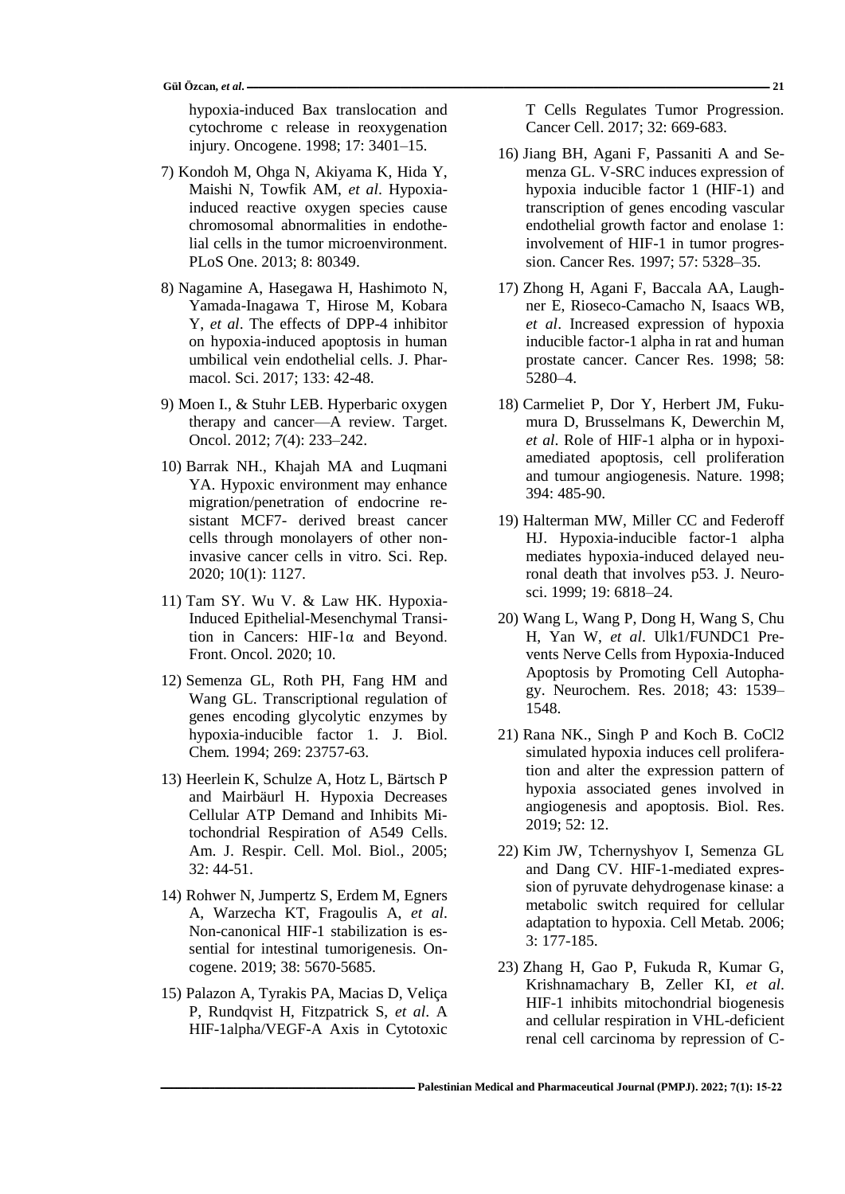hypoxia-induced Bax translocation and cytochrome c release in reoxygenation injury. Oncogene. 1998; 17: 3401–15.

7) Kondoh M, Ohga N, Akiyama K, Hida Y, Maishi N, Towfik AM, *et al*. Hypoxia-induced reactive oxygen species cause chromosomal abnormalities in endothelial cells in the tumor microenvironment. PLoS One. 2013; 8: 80349.

8) Nagamine A, Hasegawa H, Hashimoto N, Yamada-Inagawa T, Hirose M, Kobara Y, *et al*. The effects of DPP-4 inhibitor on hypoxia-induced apoptosis in human umbilical vein endothelial cells. J. Pharmacol. Sci. 2017; 133: 42-48.

9) Moen I., & Stuhr LEB. Hyperbaric oxygen therapy and cancer—A review. Target. Oncol. 2012; *7*(4): 233–242.

10) Barrak NH., Khajah MA and Luqmani YA. Hypoxic environment may enhance migration/penetration of endocrine resistant MCF7- derived breast cancer cells through monolayers of other non-invasive cancer cells in vitro. Sci. Rep. 2020; 10(1): 1127.

11) Tam SY. Wu V. & Law HK. Hypoxia-Induced Epithelial-Mesenchymal Transition in Cancers: HIF-1α and Beyond. Front. Oncol. 2020; 10.

12) Semenza GL, Roth PH, Fang HM and Wang GL. Transcriptional regulation of genes encoding glycolytic enzymes by hypoxia-inducible factor 1. J. Biol. Chem. 1994; 269: 23757-63.

13) Heerlein K, Schulze A, Hotz L, Bärtsch P and Mairbäurl H. Hypoxia Decreases Cellular ATP Demand and Inhibits Mitochondrial Respiration of A549 Cells. Am. J. Respir. Cell. Mol. Biol., 2005; 32: 44-51.

14) Rohwer N, Jumpertz S, Erdem M, Egners A, Warzecha KT, Fragoulis A, *et al*. Non-canonical HIF-1 stabilization is essential for intestinal tumorigenesis. Oncogene. 2019; 38: 5670-5685.

15) Palazon A, Tyrakis PA, Macias D, Veliça P, Rundqvist H, Fitzpatrick S, *et al*. A HIF-1alpha/VEGF-A Axis in Cytotoxic T Cells Regulates Tumor Progression. Cancer Cell. 2017; 32: 669-683.

16) Jiang BH, Agani F, Passaniti A and Semenza GL. V-SRC induces expression of hypoxia inducible factor 1 (HIF-1) and transcription of genes encoding vascular endothelial growth factor and enolase 1: involvement of HIF-1 in tumor progression. Cancer Res. 1997; 57: 5328–35.

17) Zhong H, Agani F, Baccala AA, Laughner E, Rioseco-Camacho N, Isaacs WB, *et al*. Increased expression of hypoxia inducible factor-1 alpha in rat and human prostate cancer. Cancer Res. 1998; 58: 5280–4.

18) Carmeliet P, Dor Y, Herbert JM, Fukumura D, Brusselmans K, Dewerchin M, *et al*. Role of HIF-1 alpha or in hypoxiamediated apoptosis, cell proliferation and tumour angiogenesis. Nature. 1998; 394: 485-90.

19) Halterman MW, Miller CC and Federoff HJ. Hypoxia-inducible factor-1 alpha mediates hypoxia-induced delayed neuronal death that involves p53. J. Neurosci. 1999; 19: 6818–24.

20) Wang L, Wang P, Dong H, Wang S, Chu H, Yan W, *et al*. Ulk1/FUNDC1 Prevents Nerve Cells from Hypoxia-Induced Apoptosis by Promoting Cell Autophagy. Neurochem. Res. 2018; 43: 1539–1548.

21) Rana NK., Singh P and Koch B. $CoCl_2$ simulated hypoxia induces cell proliferation and alter the expression pattern of hypoxia associated genes involved in angiogenesis and apoptosis. Biol. Res. 2019; 52: 12.

22) Kim JW, Tchernyshyov I, Semenza GL and Dang CV. HIF-1-mediated expression of pyruvate dehydrogenase kinase: a metabolic switch required for cellular adaptation to hypoxia. Cell Metab. 2006; 3: 177-185.

23) Zhang H, Gao P, Fukuda R, Kumar G, Krishnamachary B, Zeller KI, *et al*. HIF-1 inhibits mitochondrial biogenesis and cellular respiration in VHL-deficient renal cell carcinoma by repression of C-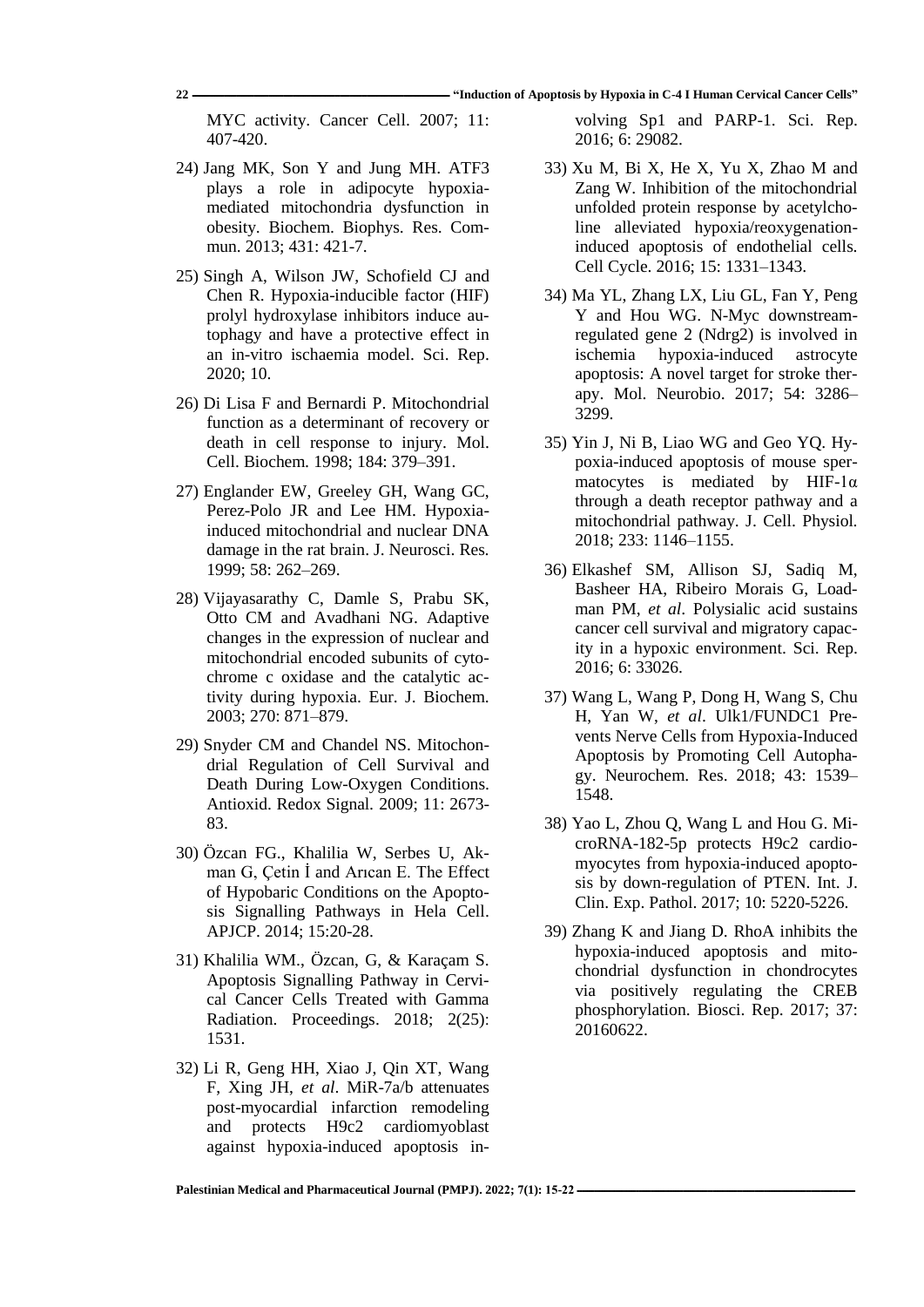MYC activity. Cancer Cell. 2007; 11: 407-420.

24) Jang MK, Son Y and Jung MH. ATF3 plays a role in adipocyte hypoxia-mediated mitochondria dysfunction in obesity. Biochem. Biophys. Res. Commun. 2013; 431: 421-7.

25) Singh A, Wilson JW, Schofield CJ and Chen R. Hypoxia-inducible factor (HIF) prolyl hydroxylase inhibitors induce autophagy and have a protective effect in an in-vitro ischaemia model. Sci. Rep. 2020; 10.

26) Di Lisa F and Bernardi P. Mitochondrial function as a determinant of recovery or death in cell response to injury. Mol. Cell. Biochem. 1998; 184: 379–391.

27) Englander EW, Greeley GH, Wang GC, Perez-Polo JR and Lee HM. Hypoxia-induced mitochondrial and nuclear DNA damage in the rat brain. J. Neurosci. Res. 1999; 58: 262–269.

28) Vijayasarathy C, Damle S, Prabu SK, Otto CM and Avadhani NG. Adaptive changes in the expression of nuclear and mitochondrial encoded subunits of cytochrome c oxidase and the catalytic activity during hypoxia. Eur. J. Biochem. 2003; 270: 871–879.

29) Snyder CM and Chandel NS. Mitochondrial Regulation of Cell Survival and Death During Low-Oxygen Conditions. Antioxid. Redox Signal. 2009; 11: 2673-83.

30) Özcan FG., Khalilia W, Serbes U, Akman G, Çetin İ and Arıcan E. The Effect of Hypobaric Conditions on the Apoptosis Signalling Pathways in Hela Cell. APJCP. 2014; 15:20-28.

31) Khalilia WM., Özcan, G, & Karaçam S. Apoptosis Signalling Pathway in Cervical Cancer Cells Treated with Gamma Radiation. Proceedings. 2018; 2(25): 1531.

32) Li R, Geng HH, Xiao J, Qin XT, Wang F, Xing JH, *et al*. MiR-7a/b attenuates post-myocardial infarction remodeling and protects H9c2 cardiomyoblast against hypoxia-induced apoptosis involving Sp1 and PARP-1. Sci. Rep. 2016; 6: 29082.

33) Xu M, Bi X, He X, Yu X, Zhao M and Zang W. Inhibition of the mitochondrial unfolded protein response by acetylcholine alleviated hypoxia/reoxygenation-induced apoptosis of endothelial cells. Cell Cycle. 2016; 15: 1331–1343.

34) Ma YL, Zhang LX, Liu GL, Fan Y, Peng Y and Hou WG. N-Myc downstream-regulated gene 2 (Ndrg2) is involved in ischemia hypoxia-induced astrocyte apoptosis: A novel target for stroke therapy. Mol. Neurobio. 2017; 54: 3286–3299.

35) Yin J, Ni B, Liao WG and Geo YQ. Hypoxia-induced apoptosis of mouse spermatocytes is mediated by HIF-1α through a death receptor pathway and a mitochondrial pathway. J. Cell. Physiol. 2018; 233: 1146–1155.

36) Elkashef SM, Allison SJ, Sadiq M, Basheer HA, Ribeiro Morais G, Loadman PM, *et al*. Polysialic acid sustains cancer cell survival and migratory capacity in a hypoxic environment. Sci. Rep. 2016; 6: 33026.

37) Wang L, Wang P, Dong H, Wang S, Chu H, Yan W, *et al*. Ulk1/FUNDC1 Prevents Nerve Cells from Hypoxia-Induced Apoptosis by Promoting Cell Autophagy. Neurochem. Res. 2018; 43: 1539–1548.

38) Yao L, Zhou Q, Wang L and Hou G. MicroRNA-182-5p protects H9c2 cardiomyocytes from hypoxia-induced apoptosis by down-regulation of PTEN. Int. J. Clin. Exp. Pathol. 2017; 10: 5220-5226.

39) Zhang K and Jiang D. RhoA inhibits the hypoxia-induced apoptosis and mitochondrial dysfunction in chondrocytes via positively regulating the CREB phosphorylation. Biosci. Rep. 2017; 37: 20160622.